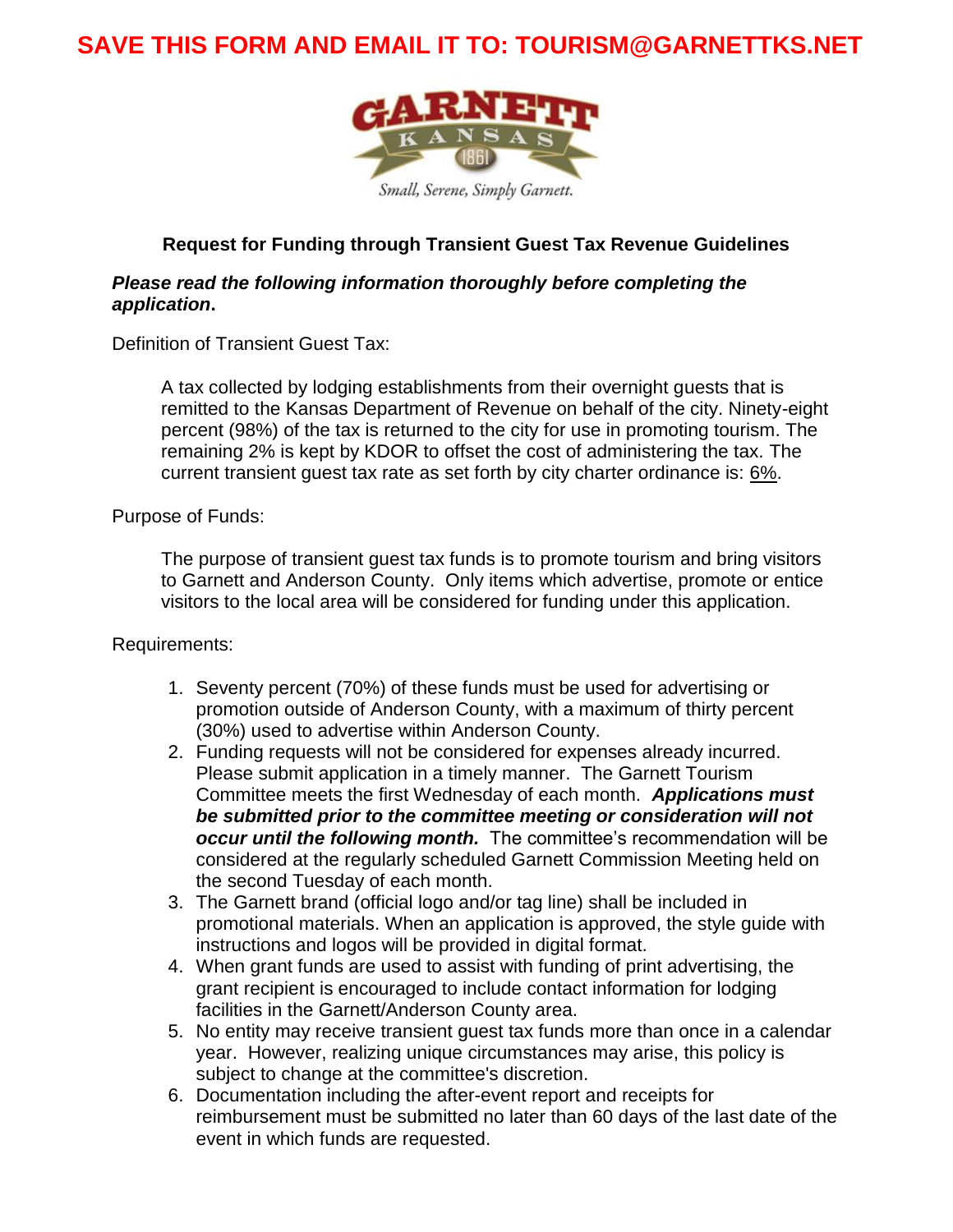**SAVE THIS FORM AND EMAIL IT TO: TOURISM@GARNETTKS.NET**

GARNETT KANSAS 1861

Small, Serene, Simply Garnett.

## Request for Funding through Transient Guest Tax Revenue Guidelines

***Please read the following information thoroughly before completing the application.***

Definition of Transient Guest Tax:

A tax collected by lodging establishments from their overnight guests that is remitted to the Kansas Department of Revenue on behalf of the city. Ninety-eight percent (98%) of the tax is returned to the city for use in promoting tourism. The remaining 2% is kept by KDOR to offset the cost of administering the tax. The current transient guest tax rate as set forth by city charter ordinance is: 6%.

Purpose of Funds:

The purpose of transient guest tax funds is to promote tourism and bring visitors to Garnett and Anderson County. Only items which advertise, promote or entice visitors to the local area will be considered for funding under this application.

Requirements:

1. Seventy percent (70%) of these funds must be used for advertising or promotion outside of Anderson County, with a maximum of thirty percent (30%) used to advertise within Anderson County.
2. Funding requests will not be considered for expenses already incurred. Please submit application in a timely manner. The Garnett Tourism Committee meets the first Wednesday of each month. ***Applications must be submitted prior to the committee meeting or consideration will not occur until the following month.*** The committee's recommendation will be considered at the regularly scheduled Garnett Commission Meeting held on the second Tuesday of each month.
3. The Garnett brand (official logo and/or tag line) shall be included in promotional materials. When an application is approved, the style guide with instructions and logos will be provided in digital format.
4. When grant funds are used to assist with funding of print advertising, the grant recipient is encouraged to include contact information for lodging facilities in the Garnett/Anderson County area.
5. No entity may receive transient guest tax funds more than once in a calendar year. However, realizing unique circumstances may arise, this policy is subject to change at the committee's discretion.
6. Documentation including the after-event report and receipts for reimbursement must be submitted no later than 60 days of the last date of the event in which funds are requested.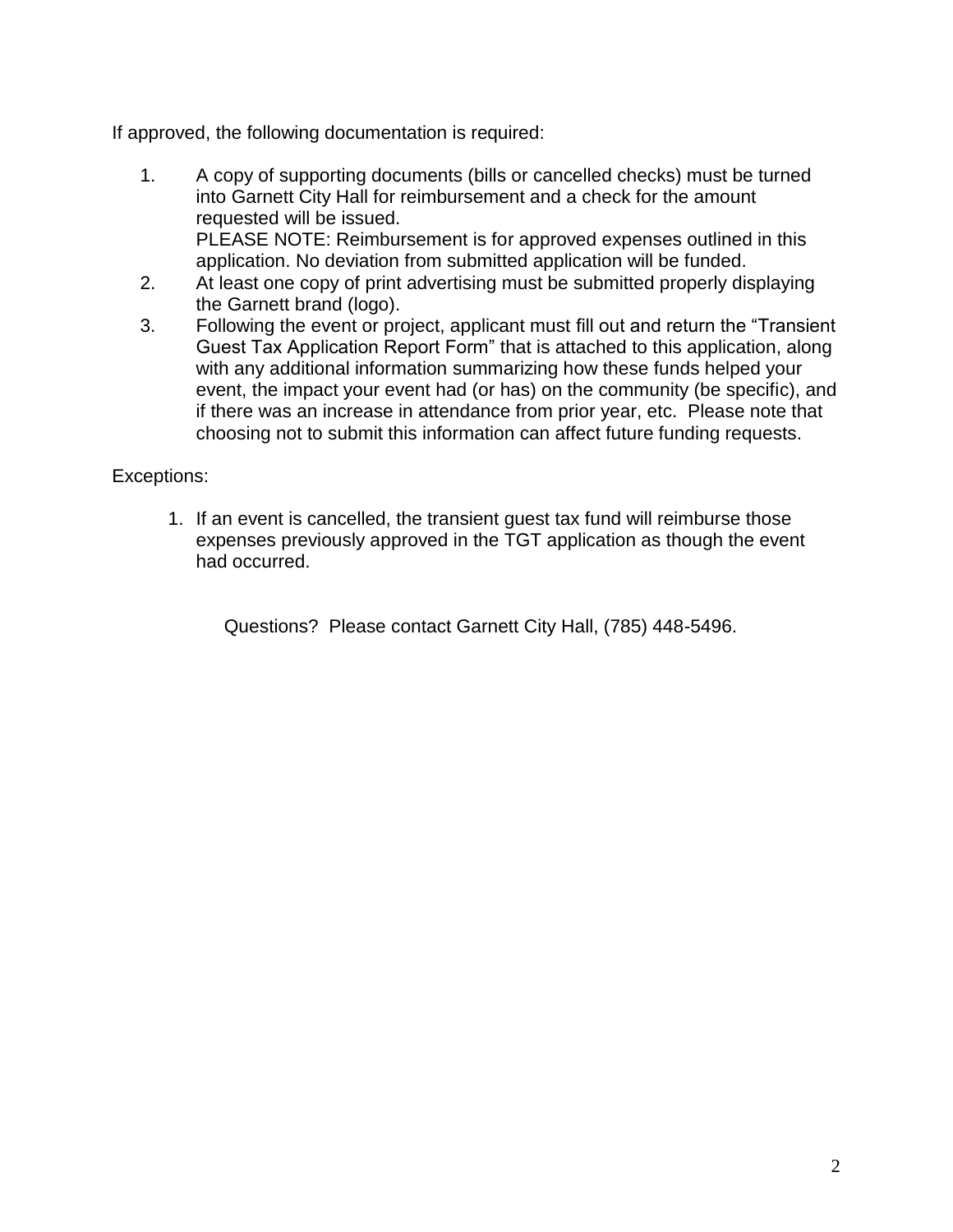If approved, the following documentation is required:

1. A copy of supporting documents (bills or cancelled checks) must be turned into Garnett City Hall for reimbursement and a check for the amount requested will be issued.
   PLEASE NOTE: Reimbursement is for approved expenses outlined in this application. No deviation from submitted application will be funded.
2. At least one copy of print advertising must be submitted properly displaying the Garnett brand (logo).
3. Following the event or project, applicant must fill out and return the "Transient Guest Tax Application Report Form" that is attached to this application, along with any additional information summarizing how these funds helped your event, the impact your event had (or has) on the community (be specific), and if there was an increase in attendance from prior year, etc. Please note that choosing not to submit this information can affect future funding requests.

Exceptions:

1. If an event is cancelled, the transient guest tax fund will reimburse those expenses previously approved in the TGT application as though the event had occurred.

Questions? Please contact Garnett City Hall, (785) 448-5496.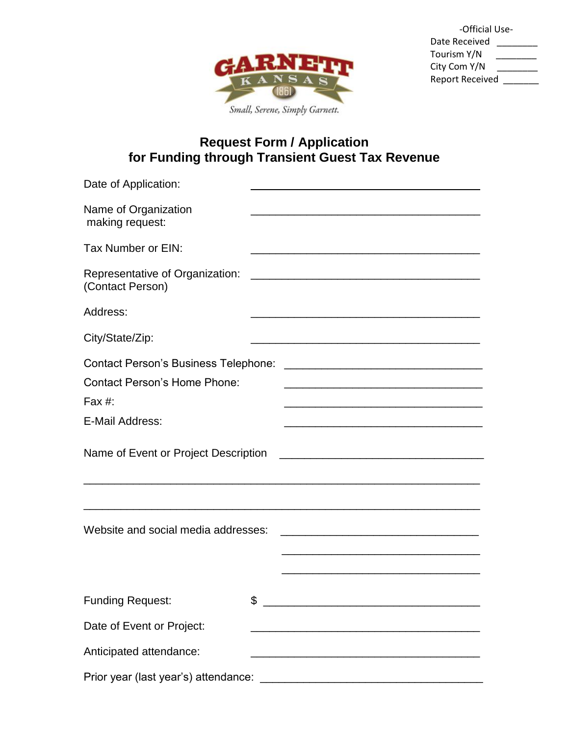-Official Use-
Date Received ________
Tourism Y/N ________
City Com Y/N ________
Report Received _______

GARNETT
KANSAS
1861
*Small, Serene, Simply Garnett.*

## Request Form / Application for Funding through Transient Guest Tax Revenue

Date of Application: ____________________________________

Name of Organization making request: ____________________________________

Tax Number or EIN: ____________________________________

Representative of Organization: (Contact Person) ____________________________________

Address: ____________________________________

City/State/Zip: ____________________________________

Contact Person's Business Telephone: ________________________________

Contact Person's Home Phone: ________________________________

Fax #: ________________________________

E-Mail Address: ________________________________

Name of Event or Project Description ________________________________

____________________________________________________________________

____________________________________________________________________

Website and social media addresses: ________________________________

________________________________

________________________________

Funding Request: $ __________________________________

Date of Event or Project: ____________________________________

Anticipated attendance: ____________________________________

Prior year (last year's) attendance: ____________________________________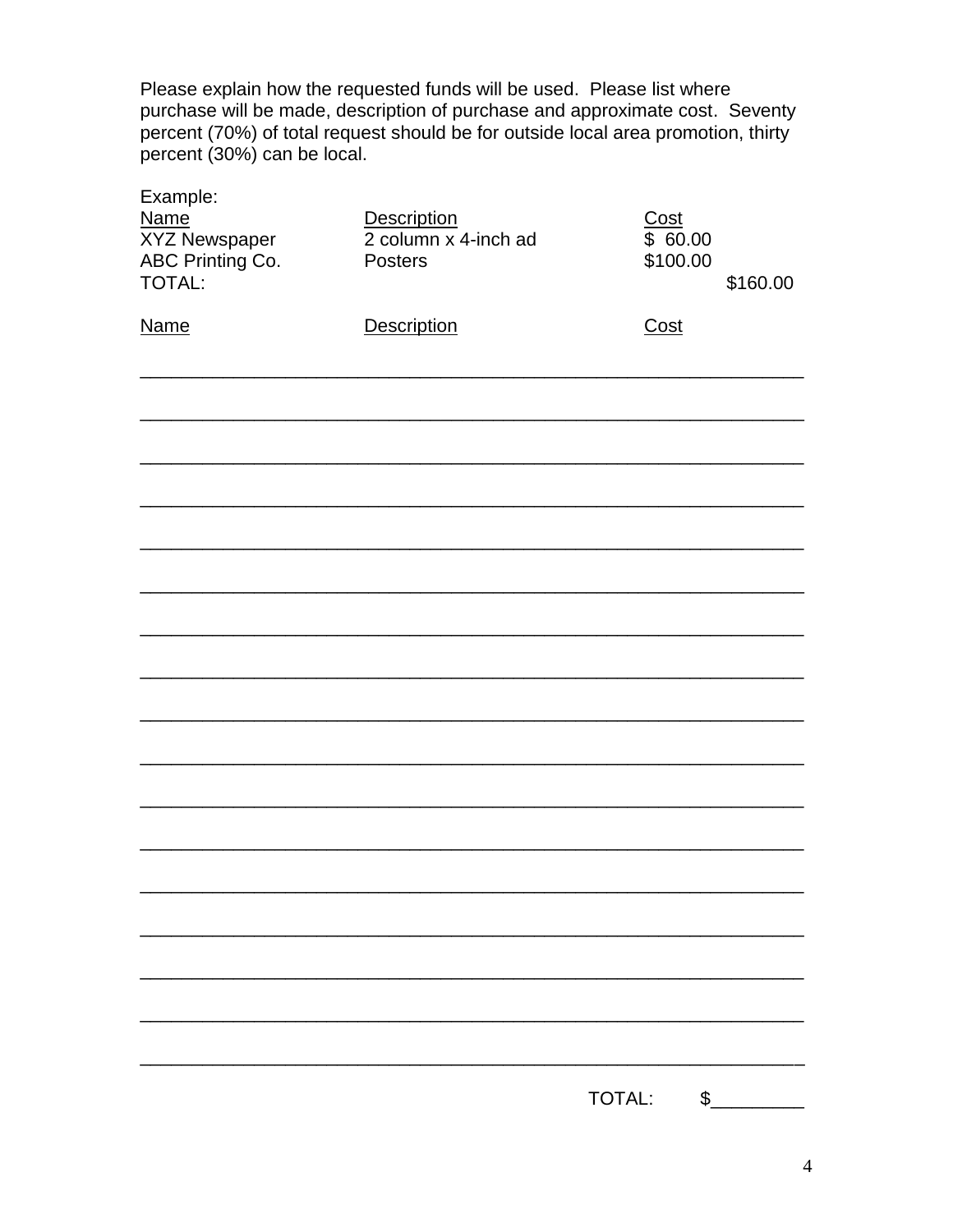Please explain how the requested funds will be used. Please list where purchase will be made, description of purchase and approximate cost. Seventy percent (70%) of total request should be for outside local area promotion, thirty percent (30%) can be local.

Example:

| Name | Description | Cost | |
|---|---|---|---|
| XYZ Newspaper | 2 column x 4-inch ad | $ 60.00 | |
| ABC Printing Co. | Posters | $100.00 | |
| TOTAL: | | | $160.00 |

| Name | Description | Cost |
|---|---|---|
| | | |
| | | |
| | | |
| | | |
| | | |
| | | |
| | | |
| | | |
| | | |
| | | |
| | | |
| | | |
| | | |
| | | |
| | | |
| | | |
| | | |

TOTAL: $_________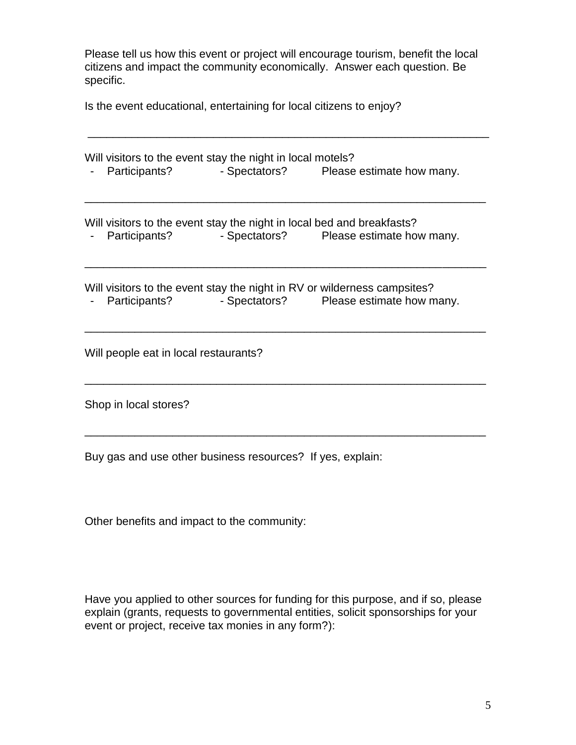Please tell us how this event or project will encourage tourism, benefit the local citizens and impact the community economically. Answer each question. Be specific.

Is the event educational, entertaining for local citizens to enjoy?

_________________________________________________________________

Will visitors to the event stay the night in local motels?

- Participants? - Spectators? Please estimate how many.

_________________________________________________________________

Will visitors to the event stay the night in local bed and breakfasts?

- Participants? - Spectators? Please estimate how many.

_________________________________________________________________

Will visitors to the event stay the night in RV or wilderness campsites?

- Participants? - Spectators? Please estimate how many.

_________________________________________________________________

Will people eat in local restaurants?

_________________________________________________________________

Shop in local stores?

_________________________________________________________________

Buy gas and use other business resources? If yes, explain:

Other benefits and impact to the community:

Have you applied to other sources for funding for this purpose, and if so, please explain (grants, requests to governmental entities, solicit sponsorships for your event or project, receive tax monies in any form?):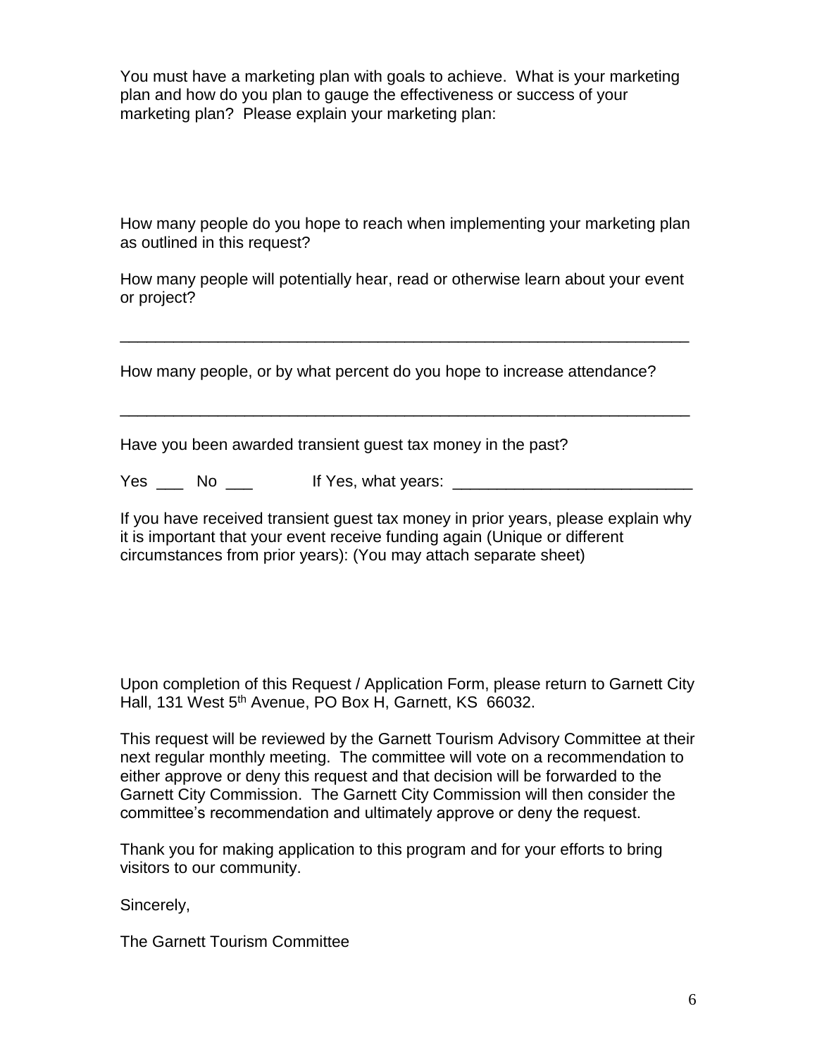You must have a marketing plan with goals to achieve. What is your marketing plan and how do you plan to gauge the effectiveness or success of your marketing plan? Please explain your marketing plan:

How many people do you hope to reach when implementing your marketing plan as outlined in this request?

How many people will potentially hear, read or otherwise learn about your event or project?

_________________________________________________________________

How many people, or by what percent do you hope to increase attendance?

_________________________________________________________________

Have you been awarded transient guest tax money in the past?

Yes ___ No ___ If Yes, what years: ___________________________

If you have received transient guest tax money in prior years, please explain why it is important that your event receive funding again (Unique or different circumstances from prior years): (You may attach separate sheet)

Upon completion of this Request / Application Form, please return to Garnett City Hall, 131 West 5th Avenue, PO Box H, Garnett, KS 66032.

This request will be reviewed by the Garnett Tourism Advisory Committee at their next regular monthly meeting. The committee will vote on a recommendation to either approve or deny this request and that decision will be forwarded to the Garnett City Commission. The Garnett City Commission will then consider the committee's recommendation and ultimately approve or deny the request.

Thank you for making application to this program and for your efforts to bring visitors to our community.

Sincerely,

The Garnett Tourism Committee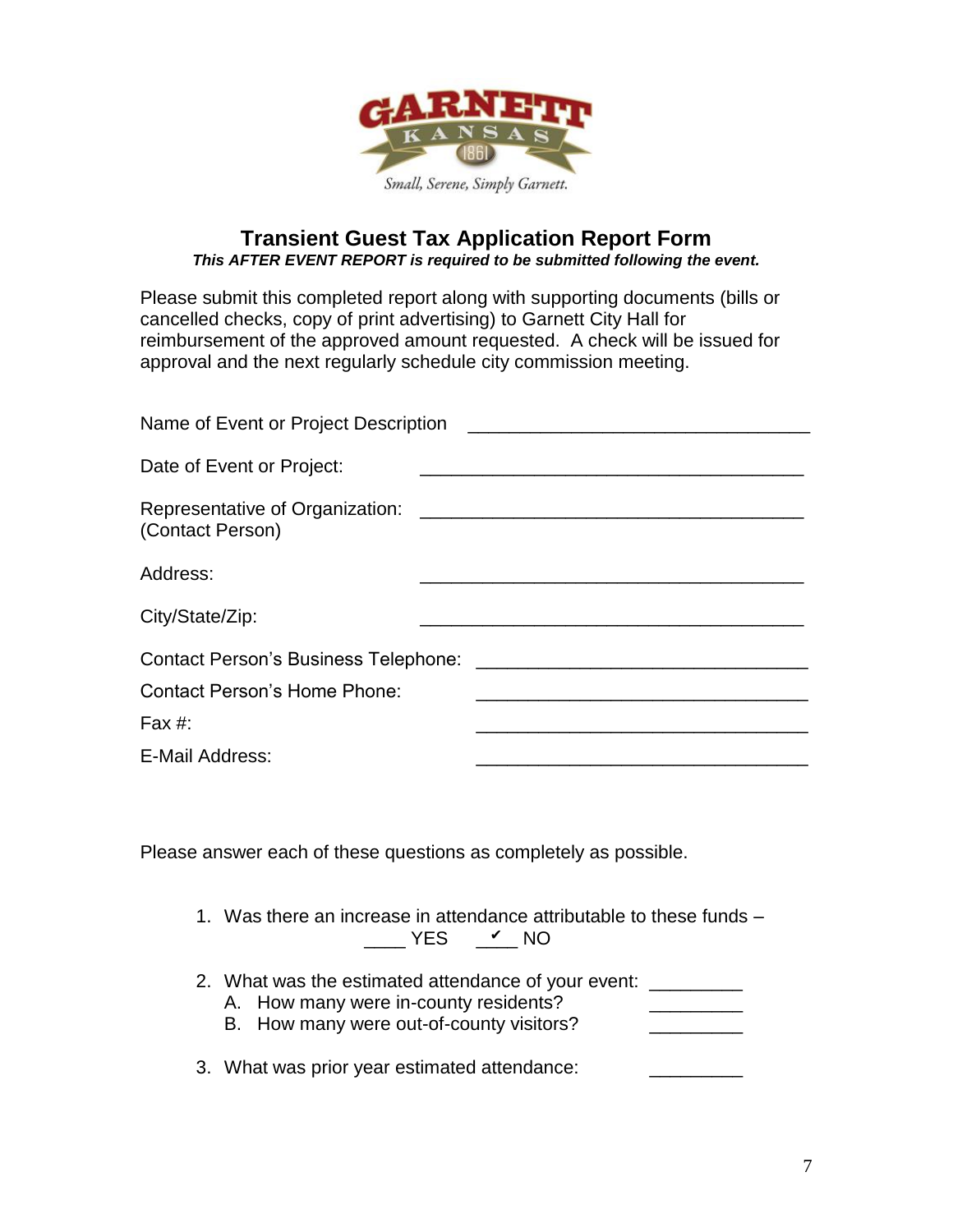GARNETT
KANSAS
1861
Small, Serene, Simply Garnett.

# Transient Guest Tax Application Report Form

***This AFTER EVENT REPORT is required to be submitted following the event.***

Please submit this completed report along with supporting documents (bills or cancelled checks, copy of print advertising) to Garnett City Hall for reimbursement of the approved amount requested. A check will be issued for approval and the next regularly schedule city commission meeting.

Name of Event or Project Description ________________________________

Date of Event or Project: ____________________________________

Representative of Organization: ____________________________________
(Contact Person)

Address: ____________________________________

City/State/Zip: ____________________________________

Contact Person's Business Telephone: ________________________________

Contact Person's Home Phone: ________________________________

Fax #: ________________________________

E-Mail Address: ________________________________

Please answer each of these questions as completely as possible.

1. Was there an increase in attendance attributable to these funds –
   ____ YES ___✔___ NO

2. What was the estimated attendance of your event: _________
   A. How many were in-county residents? _________
   B. How many were out-of-county visitors? _________

3. What was prior year estimated attendance: _________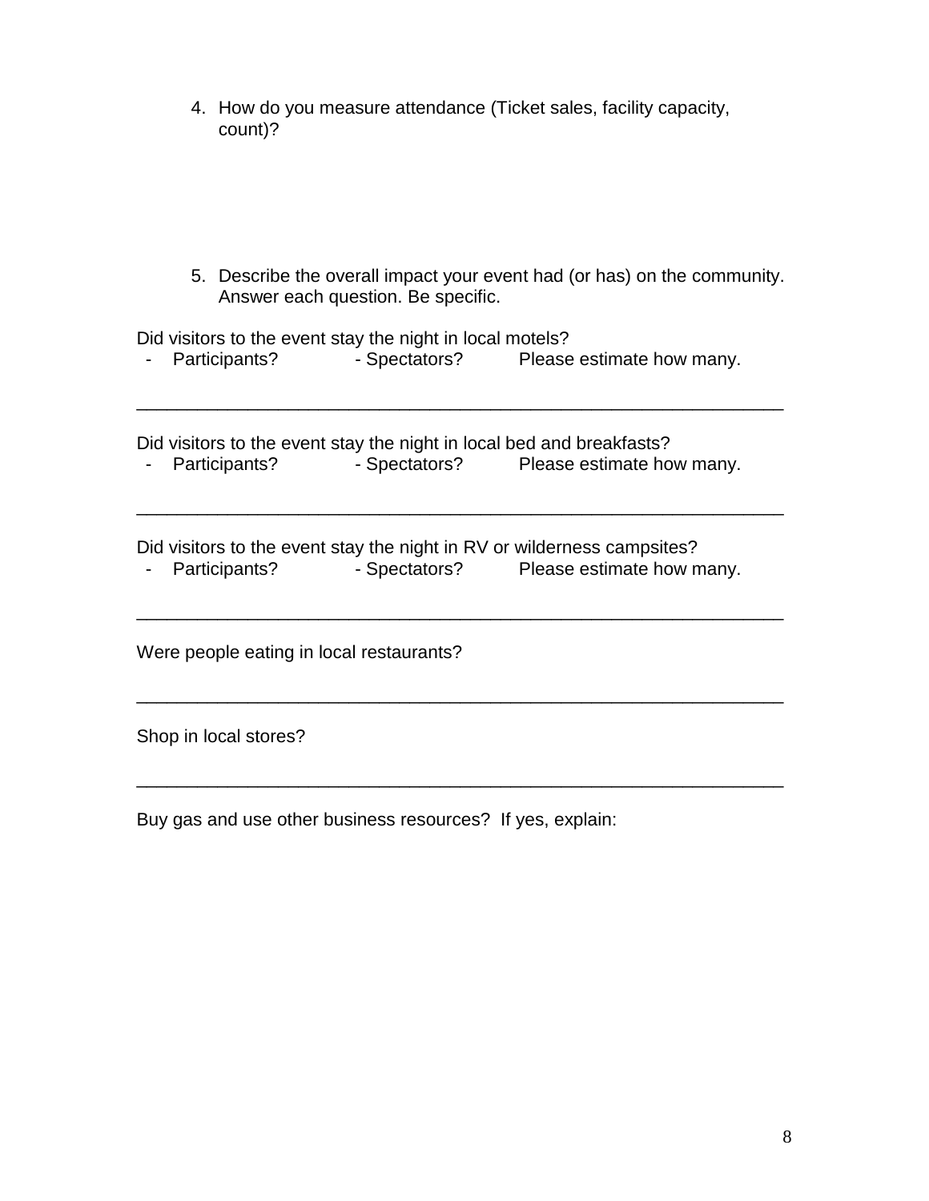4. How do you measure attendance (Ticket sales, facility capacity, count)?

5. Describe the overall impact your event had (or has) on the community. Answer each question. Be specific.

Did visitors to the event stay the night in local motels?

- Participants? - Spectators? Please estimate how many.

_______________________________________________________________

Did visitors to the event stay the night in local bed and breakfasts?

- Participants? - Spectators? Please estimate how many.

_______________________________________________________________

Did visitors to the event stay the night in RV or wilderness campsites?

- Participants? - Spectators? Please estimate how many.

_______________________________________________________________

Were people eating in local restaurants?

_______________________________________________________________

Shop in local stores?

_______________________________________________________________

Buy gas and use other business resources? If yes, explain: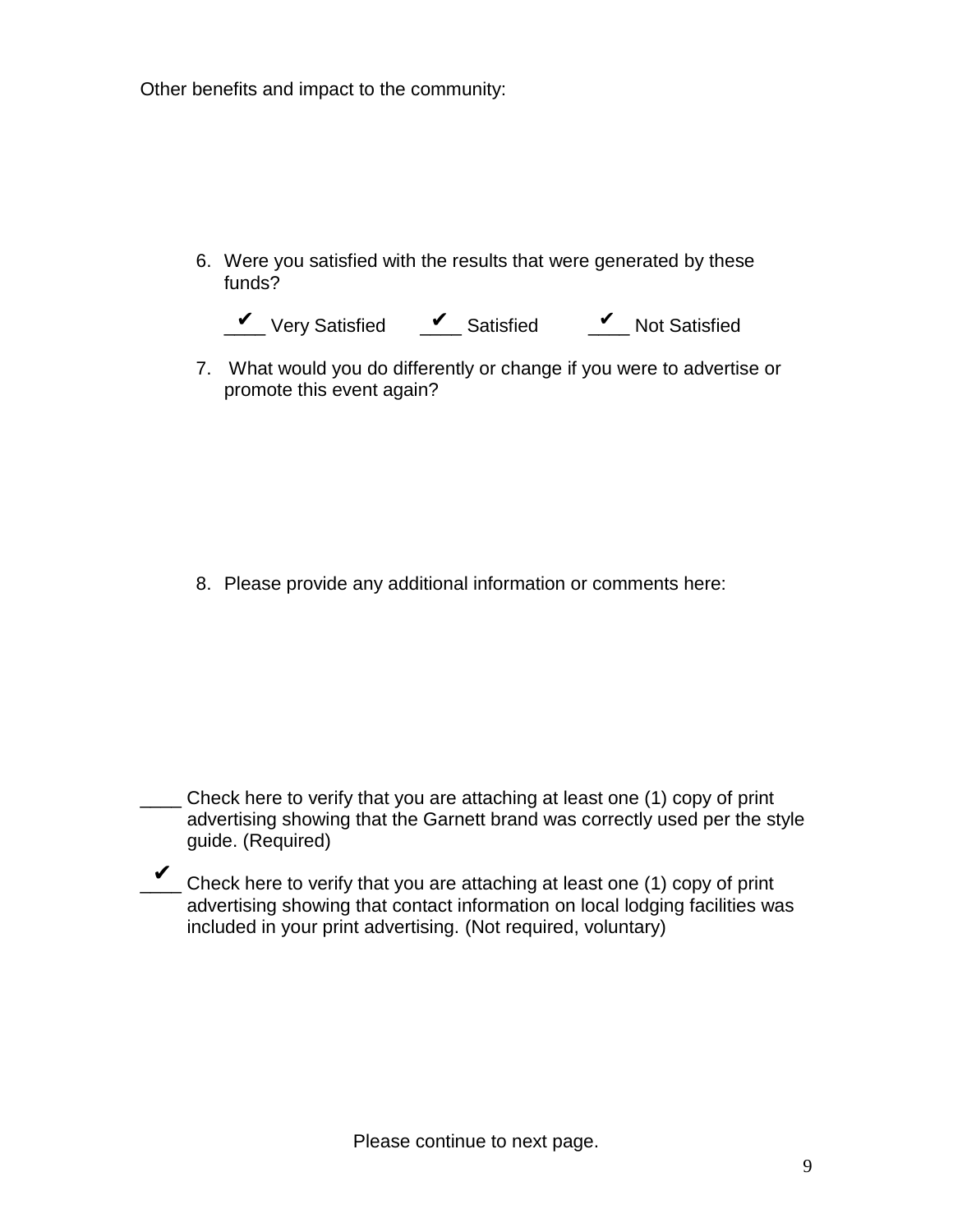Other benefits and impact to the community:

6. Were you satisfied with the results that were generated by these funds?

   _✔_ Very Satisfied     _✔_ Satisfied     _✔_ Not Satisfied

7. What would you do differently or change if you were to advertise or promote this event again?

8. Please provide any additional information or comments here:

____ Check here to verify that you are attaching at least one (1) copy of print advertising showing that the Garnett brand was correctly used per the style guide. (Required)

_✔_ Check here to verify that you are attaching at least one (1) copy of print advertising showing that contact information on local lodging facilities was included in your print advertising. (Not required, voluntary)

Please continue to next page.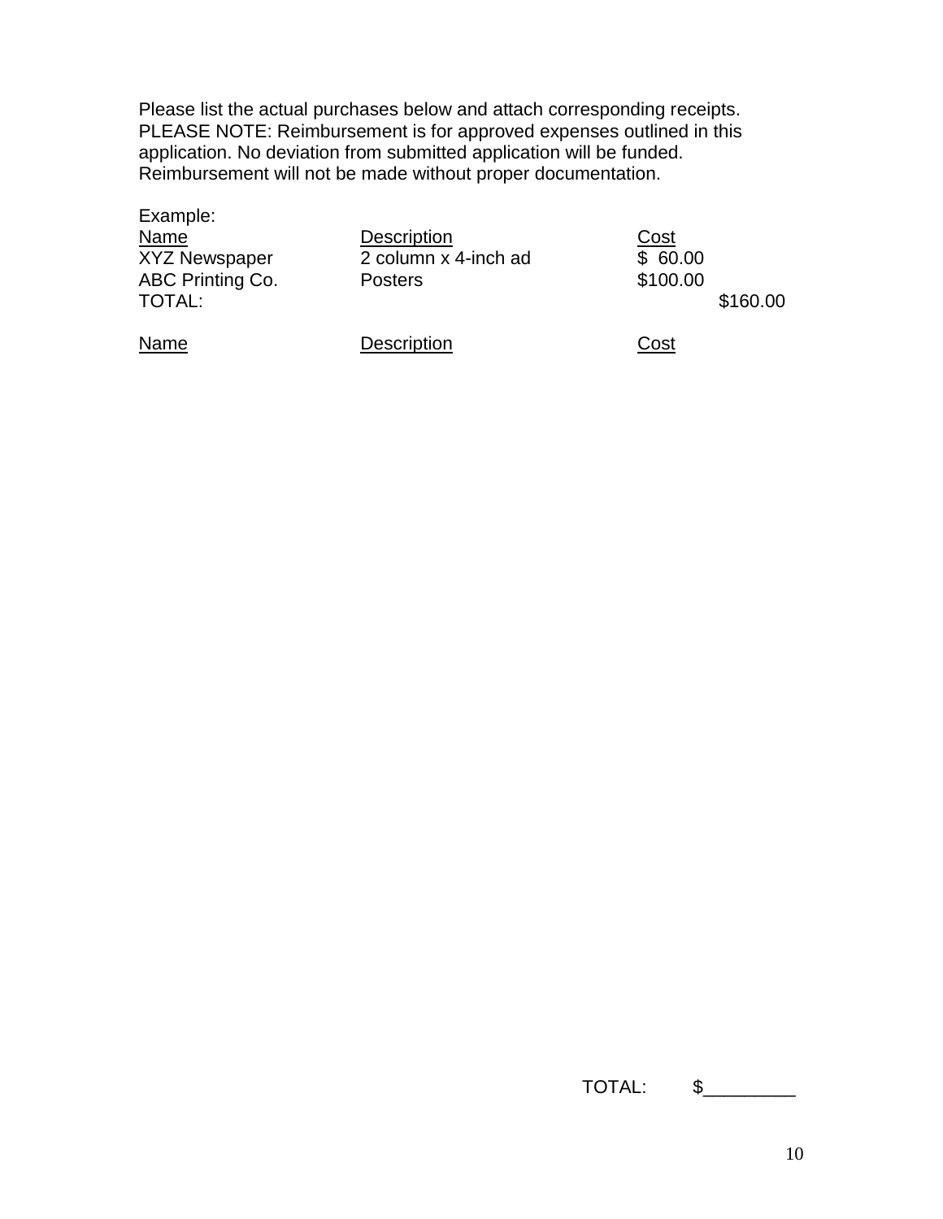Please list the actual purchases below and attach corresponding receipts. PLEASE NOTE: Reimbursement is for approved expenses outlined in this application. No deviation from submitted application will be funded. Reimbursement will not be made without proper documentation.

Example:

| Name | Description | Cost | |
|---|---|---|---|
| XYZ Newspaper | 2 column x 4-inch ad | $ 60.00 | |
| ABC Printing Co. | Posters | $100.00 | |
| TOTAL: | | | $160.00 |

| Name | Description | Cost |
|---|---|---|

TOTAL: $_________